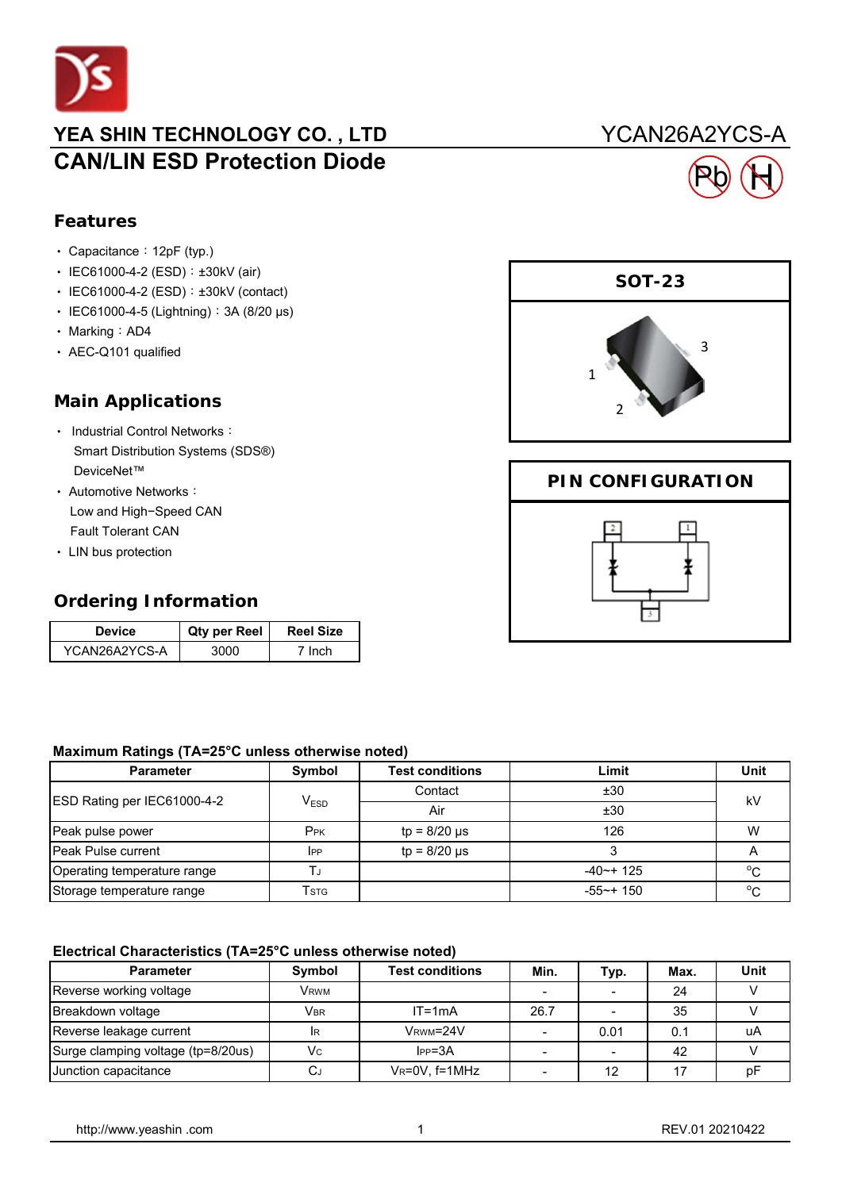YEA SHIN TECHNOLOGY CO. , LTD

YCAN26A2YCS-A

# CAN/LIN ESD Protection Diode

## Features

- Capacitance：12pF (typ.)
- IEC61000-4-2 (ESD)：±30kV (air)
- IEC61000-4-2 (ESD)：±30kV (contact)
- IEC61000-4-5 (Lightning)：3A (8/20 μs)
- Marking：AD4
- AEC-Q101 qualified

## SOT-23

## PIN CONFIGURATION

## Main Applications

- Industrial Control Networks：
  Smart Distribution Systems (SDS®)
  DeviceNet™
- Automotive Networks：
  Low and High−Speed CAN
  Fault Tolerant CAN
- LIN bus protection

## Ordering Information

| Device | Qty per Reel | Reel Size |
|---|---|---|
| YCAN26A2YCS-A | 3000 | 7 Inch |

### Maximum Ratings (TA=25°C unless otherwise noted)

| Parameter | Symbol | Test conditions | Limit | Unit |
|---|---|---|---|---|
| ESD Rating per IEC61000-4-2 | $V_{ESD}$ | Contact | ±30 | kV |
| | | Air | ±30 | |
| Peak pulse power | $P_{PK}$ | tp = 8/20 μs | 126 | W |
| Peak Pulse current | $I_{PP}$ | tp = 8/20 μs | 3 | A |
| Operating temperature range | $T_J$ | | -40~+ 125 | °C |
| Storage temperature range | $T_{STG}$ | | -55~+ 150 | °C |

### Electrical Characteristics (TA=25°C unless otherwise noted)

| Parameter | Symbol | Test conditions | Min. | Typ. | Max. | Unit |
|---|---|---|---|---|---|---|
| Reverse working voltage | $V_{RWM}$ | | - | - | 24 | V |
| Breakdown voltage | $V_{BR}$ | IT=1mA | 26.7 | - | 35 | V |
| Reverse leakage current | $I_R$ | $V_{RWM}$=24V | - | 0.01 | 0.1 | uA |
| Surge clamping voltage (tp=8/20us) | $V_C$ | $I_{PP}$=3A | - | - | 42 | V |
| Junction capacitance | $C_J$ | $V_R$=0V, f=1MHz | - | 12 | 17 | pF |

http://www.yeashin .com

REV.01 20210422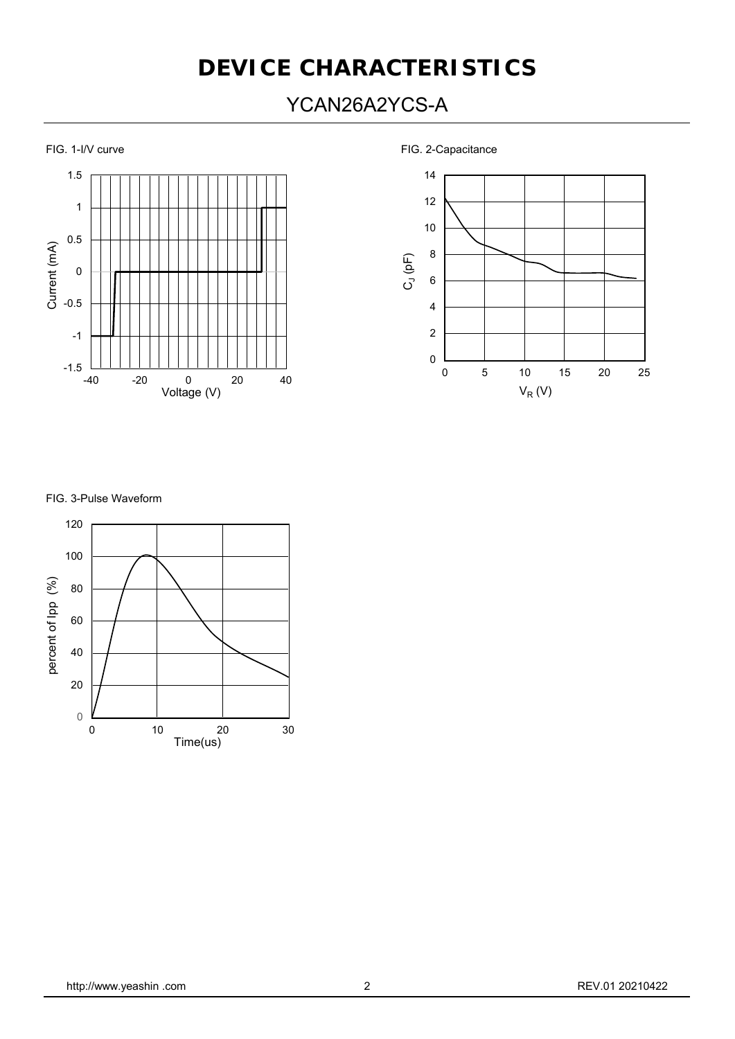# DEVICE CHARACTERISTICS

## YCAN26A2YCS-A

FIG. 1-I/V curve

FIG. 2-Capacitance

FIG. 3-Pulse Waveform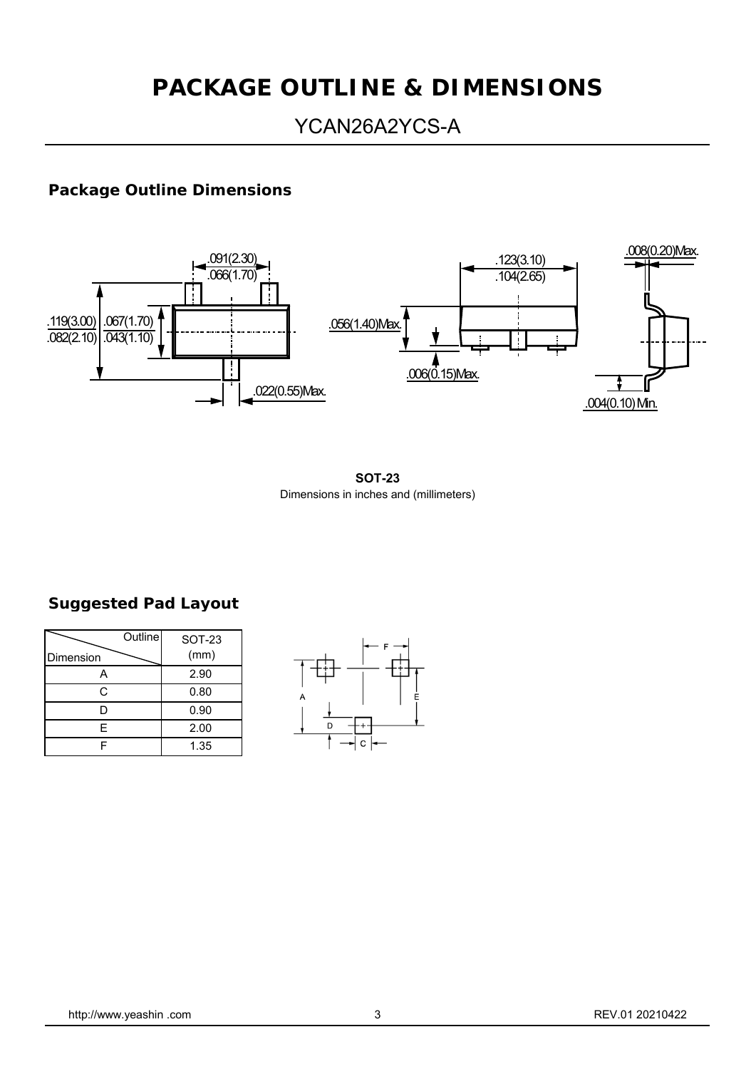# PACKAGE OUTLINE & DIMENSIONS

YCAN26A2YCS-A

## Package Outline Dimensions

.091(2.30)
.066(1.70)
.119(3.00)
.082(2.10)
.067(1.70)
.043(1.10)
.022(0.55)Max.
.123(3.10)
.104(2.65)
.056(1.40)Max.
.006(0.15)Max.
.008(0.20)Max.
.004(0.10) Min.

**SOT-23**
Dimensions in inches and (millimeters)

## Suggested Pad Layout

| Dimension \ Outline | SOT-23 (mm) |
|---|---|
| A | 2.90 |
| C | 0.80 |
| D | 0.90 |
| E | 2.00 |
| F | 1.35 |

F
A
E
D
C